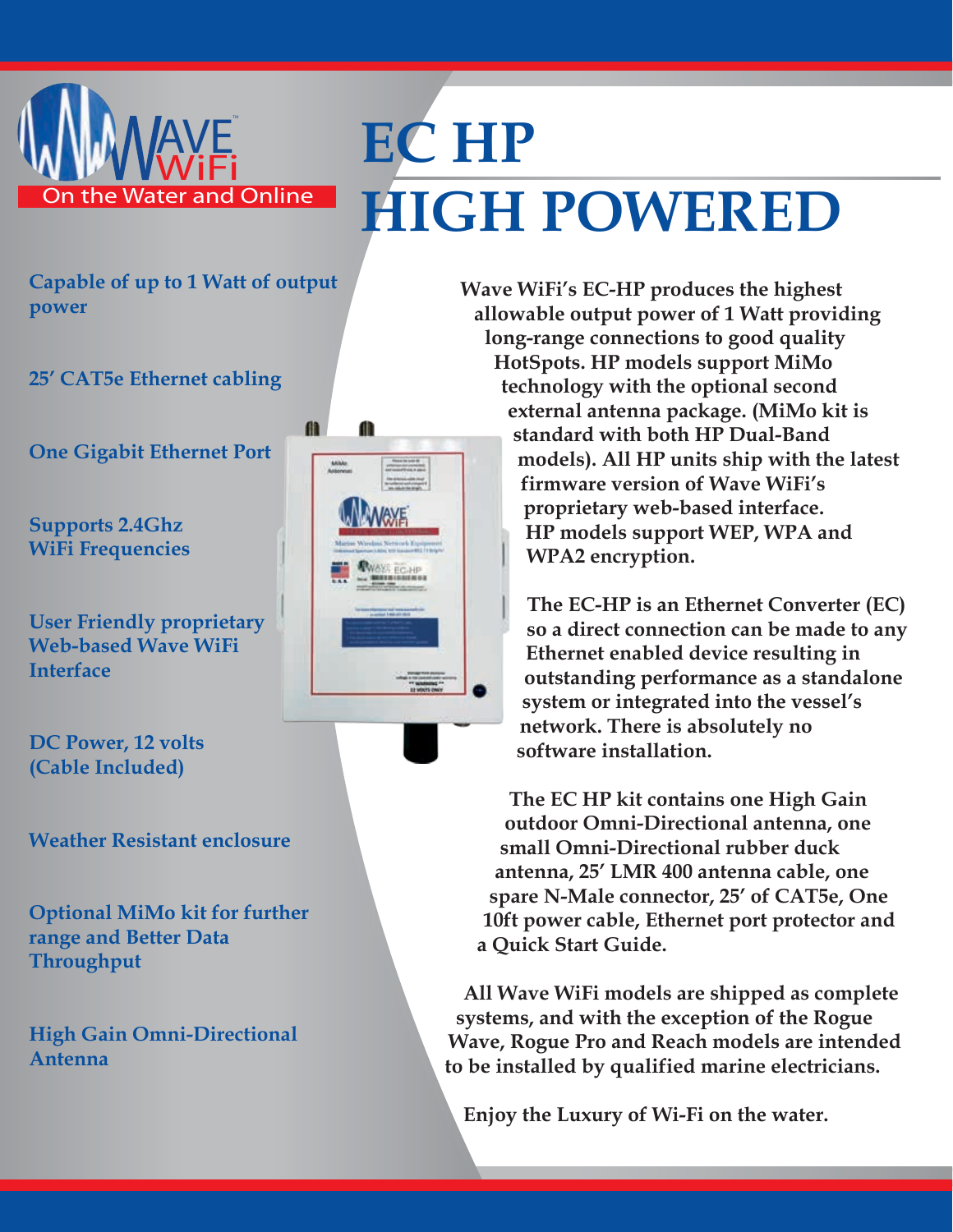WAVE WiFi

On the Water and Online

# EC HP
# HIGH POWERED

**Capable of up to 1 Watt of output power**

**25' CAT5e Ethernet cabling**

**One Gigabit Ethernet Port**

**Supports 2.4Ghz WiFi Frequencies**

**User Friendly proprietary Web-based Wave WiFi Interface**

**DC Power, 12 volts (Cable Included)**

**Weather Resistant enclosure**

**Optional MiMo kit for further range and Better Data Throughput**

**High Gain Omni-Directional Antenna**

**Wave WiFi's EC-HP produces the highest allowable output power of 1 Watt providing long-range connections to good quality HotSpots. HP models support MiMo technology with the optional second external antenna package. (MiMo kit is standard with both HP Dual-Band models). All HP units ship with the latest firmware version of Wave WiFi's proprietary web-based interface. HP models support WEP, WPA and WPA2 encryption.**

**The EC-HP is an Ethernet Converter (EC) so a direct connection can be made to any Ethernet enabled device resulting in outstanding performance as a standalone system or integrated into the vessel's network. There is absolutely no software installation.**

**The EC HP kit contains one High Gain outdoor Omni-Directional antenna, one small Omni-Directional rubber duck antenna, 25' LMR 400 antenna cable, one spare N-Male connector, 25' of CAT5e, One 10ft power cable, Ethernet port protector and a Quick Start Guide.**

**All Wave WiFi models are shipped as complete systems, and with the exception of the Rogue Wave, Rogue Pro and Reach models are intended to be installed by qualified marine electricians.**

**Enjoy the Luxury of Wi-Fi on the water.**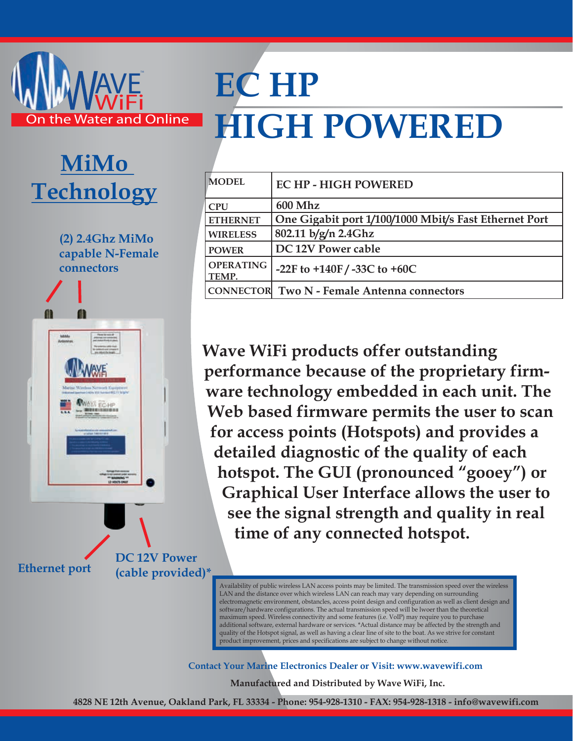WAVE WiFi

On the Water and Online

# EC HP HIGH POWERED

## MiMo Technology

(2) 2.4Ghz MiMo capable N-Female connectors

| MODEL | EC HP - HIGH POWERED |
| --- | --- |
| CPU | 600 Mhz |
| ETHERNET | One Gigabit port 1/100/1000 Mbit/s Fast Ethernet Port |
| WIRELESS | 802.11 b/g/n 2.4Ghz |
| POWER | DC 12V Power cable |
| OPERATING TEMP. | -22F to +140F / -33C to +60C |
| CONNECTOR | Two N - Female Antenna connectors |

**Wave WiFi products offer outstanding performance because of the proprietary firmware technology embedded in each unit. The Web based firmware permits the user to scan for access points (Hotspots) and provides a detailed diagnostic of the quality of each hotspot. The GUI (pronounced "gooey") or Graphical User Interface allows the user to see the signal strength and quality in real time of any connected hotspot.**

Ethernet port

DC 12V Power (cable provided)*

Availability of public wireless LAN access points may be limited. The transmission speed over the wireless LAN and the distance over which wireless LAN can reach may vary depending on surrounding electromagnetic environment, obstancles, access point design and configuration as well as client design and software/hardware configurations. The actual transmission speed will be lwoer than the theoretical maximum speed. Wireless connectivity and some features (i.e. VoIP) may require you to purchase additional software, external hardware or services. *Actual distance may be affected by the strength and quality of the Hotspot signal, as well as having a clear line of site to the boat. As we strive for constant product improvement, prices and specifications are subject to change without notice.

Contact Your Marine Electronics Dealer or Visit: www.wavewifi.com

Manufactured and Distributed by Wave WiFi, Inc.

4828 NE 12th Avenue, Oakland Park, FL 33334 - Phone: 954-928-1310 - FAX: 954-928-1318 - info@wavewifi.com